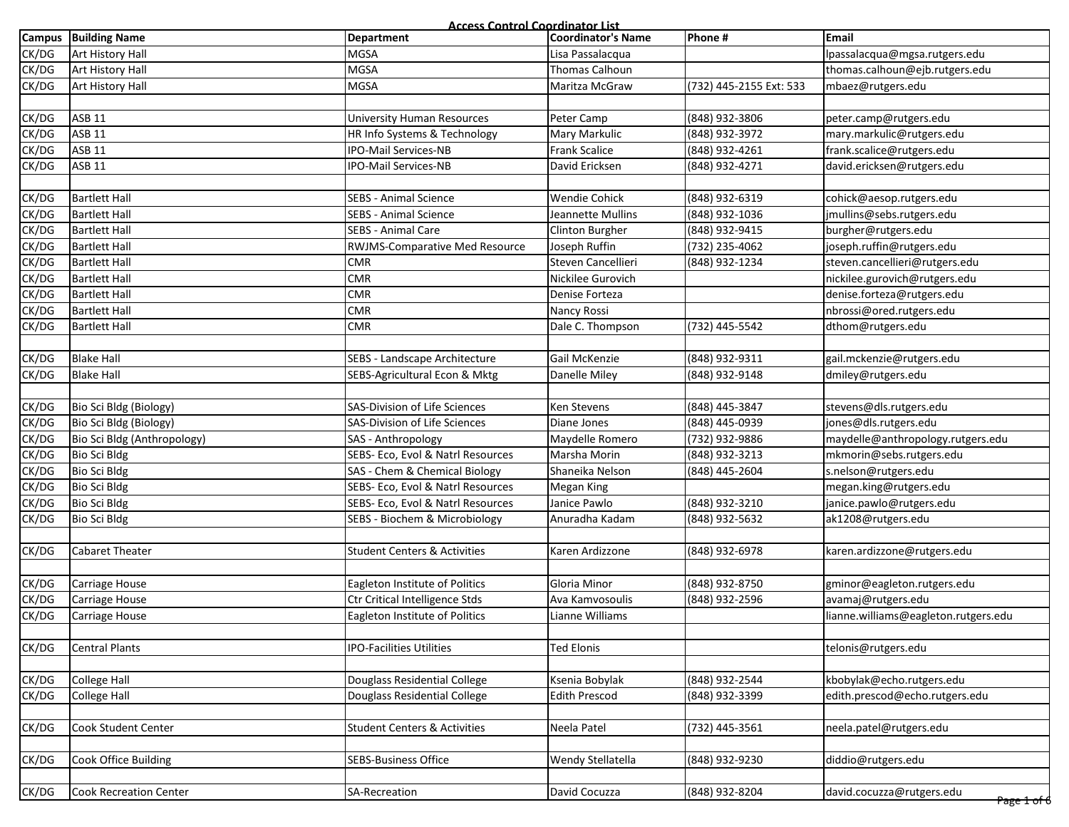# Access Control Coordinator List

| Campus | Building Name | Department | Coordinator's Name | Phone # | Email |
|---|---|---|---|---|---|
| CK/DG | Art History Hall | MGSA | Lisa Passalacqua | | lpassalacqua@mgsa.rutgers.edu |
| CK/DG | Art History Hall | MGSA | Thomas Calhoun | | thomas.calhoun@ejb.rutgers.edu |
| CK/DG | Art History Hall | MGSA | Maritza McGraw | (732) 445-2155 Ext: 533 | mbaez@rutgers.edu |
| | | | | | |
| CK/DG | ASB 11 | University Human Resources | Peter Camp | (848) 932-3806 | peter.camp@rutgers.edu |
| CK/DG | ASB 11 | HR Info Systems & Technology | Mary Markulic | (848) 932-3972 | mary.markulic@rutgers.edu |
| CK/DG | ASB 11 | IPO-Mail Services-NB | Frank Scalice | (848) 932-4261 | frank.scalice@rutgers.edu |
| CK/DG | ASB 11 | IPO-Mail Services-NB | David Ericksen | (848) 932-4271 | david.ericksen@rutgers.edu |
| | | | | | |
| CK/DG | Bartlett Hall | SEBS - Animal Science | Wendie Cohick | (848) 932-6319 | cohick@aesop.rutgers.edu |
| CK/DG | Bartlett Hall | SEBS - Animal Science | Jeannette Mullins | (848) 932-1036 | jmullins@sebs.rutgers.edu |
| CK/DG | Bartlett Hall | SEBS - Animal Care | Clinton Burgher | (848) 932-9415 | burgher@rutgers.edu |
| CK/DG | Bartlett Hall | RWJMS-Comparative Med Resource | Joseph Ruffin | (732) 235-4062 | joseph.ruffin@rutgers.edu |
| CK/DG | Bartlett Hall | CMR | Steven Cancellieri | (848) 932-1234 | steven.cancellieri@rutgers.edu |
| CK/DG | Bartlett Hall | CMR | Nickilee Gurovich | | nickilee.gurovich@rutgers.edu |
| CK/DG | Bartlett Hall | CMR | Denise Forteza | | denise.forteza@rutgers.edu |
| CK/DG | Bartlett Hall | CMR | Nancy Rossi | | nbrossi@ored.rutgers.edu |
| CK/DG | Bartlett Hall | CMR | Dale C. Thompson | (732) 445-5542 | dthom@rutgers.edu |
| | | | | | |
| CK/DG | Blake Hall | SEBS - Landscape Architecture | Gail McKenzie | (848) 932-9311 | gail.mckenzie@rutgers.edu |
| CK/DG | Blake Hall | SEBS-Agricultural Econ & Mktg | Danelle Miley | (848) 932-9148 | dmiley@rutgers.edu |
| | | | | | |
| CK/DG | Bio Sci Bldg (Biology) | SAS-Division of Life Sciences | Ken Stevens | (848) 445-3847 | stevens@dls.rutgers.edu |
| CK/DG | Bio Sci Bldg (Biology) | SAS-Division of Life Sciences | Diane Jones | (848) 445-0939 | jones@dls.rutgers.edu |
| CK/DG | Bio Sci Bldg (Anthropology) | SAS - Anthropology | Maydelle Romero | (732) 932-9886 | maydelle@anthropology.rutgers.edu |
| CK/DG | Bio Sci Bldg | SEBS- Eco, Evol & Natrl Resources | Marsha Morin | (848) 932-3213 | mkmorin@sebs.rutgers.edu |
| CK/DG | Bio Sci Bldg | SAS - Chem & Chemical Biology | Shaneika Nelson | (848) 445-2604 | s.nelson@rutgers.edu |
| CK/DG | Bio Sci Bldg | SEBS- Eco, Evol & Natrl Resources | Megan King | | megan.king@rutgers.edu |
| CK/DG | Bio Sci Bldg | SEBS- Eco, Evol & Natrl Resources | Janice Pawlo | (848) 932-3210 | janice.pawlo@rutgers.edu |
| CK/DG | Bio Sci Bldg | SEBS - Biochem & Microbiology | Anuradha Kadam | (848) 932-5632 | ak1208@rutgers.edu |
| | | | | | |
| CK/DG | Cabaret Theater | Student Centers & Activities | Karen Ardizzone | (848) 932-6978 | karen.ardizzone@rutgers.edu |
| | | | | | |
| CK/DG | Carriage House | Eagleton Institute of Politics | Gloria Minor | (848) 932-8750 | gminor@eagleton.rutgers.edu |
| CK/DG | Carriage House | Ctr Critical Intelligence Stds | Ava Kamvosoulis | (848) 932-2596 | avamaj@rutgers.edu |
| CK/DG | Carriage House | Eagleton Institute of Politics | Lianne Williams | | lianne.williams@eagleton.rutgers.edu |
| | | | | | |
| CK/DG | Central Plants | IPO-Facilities Utilities | Ted Elonis | | telonis@rutgers.edu |
| | | | | | |
| CK/DG | College Hall | Douglass Residential College | Ksenia Bobylak | (848) 932-2544 | kbobylak@echo.rutgers.edu |
| CK/DG | College Hall | Douglass Residential College | Edith Prescod | (848) 932-3399 | edith.prescod@echo.rutgers.edu |
| | | | | | |
| CK/DG | Cook Student Center | Student Centers & Activities | Neela Patel | (732) 445-3561 | neela.patel@rutgers.edu |
| | | | | | |
| CK/DG | Cook Office Building | SEBS-Business Office | Wendy Stellatella | (848) 932-9230 | diddio@rutgers.edu |
| | | | | | |
| CK/DG | Cook Recreation Center | SA-Recreation | David Cocuzza | (848) 932-8204 | david.cocuzza@rutgers.edu |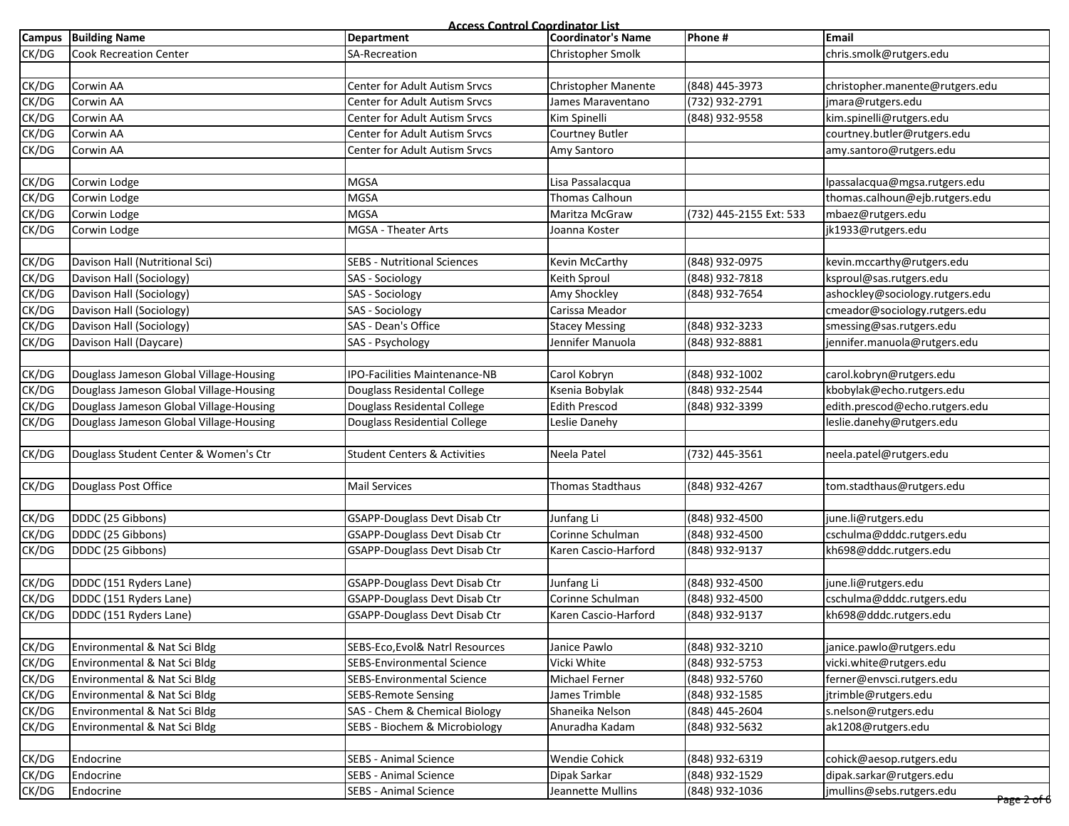**Access Control Coordinator List**

| Campus | Building Name | Department | Coordinator's Name | Phone # | Email |
|---|---|---|---|---|---|
| CK/DG | Cook Recreation Center | SA-Recreation | Christopher Smolk | | chris.smolk@rutgers.edu |
| | | | | | |
| CK/DG | Corwin AA | Center for Adult Autism Srvcs | Christopher Manente | (848) 445-3973 | christopher.manente@rutgers.edu |
| CK/DG | Corwin AA | Center for Adult Autism Srvcs | James Maraventano | (732) 932-2791 | jmara@rutgers.edu |
| CK/DG | Corwin AA | Center for Adult Autism Srvcs | Kim Spinelli | (848) 932-9558 | kim.spinelli@rutgers.edu |
| CK/DG | Corwin AA | Center for Adult Autism Srvcs | Courtney Butler | | courtney.butler@rutgers.edu |
| CK/DG | Corwin AA | Center for Adult Autism Srvcs | Amy Santoro | | amy.santoro@rutgers.edu |
| | | | | | |
| CK/DG | Corwin Lodge | MGSA | Lisa Passalacqua | | lpassalacqua@mgsa.rutgers.edu |
| CK/DG | Corwin Lodge | MGSA | Thomas Calhoun | | thomas.calhoun@ejb.rutgers.edu |
| CK/DG | Corwin Lodge | MGSA | Maritza McGraw | (732) 445-2155 Ext: 533 | mbaez@rutgers.edu |
| CK/DG | Corwin Lodge | MGSA - Theater Arts | Joanna Koster | | jk1933@rutgers.edu |
| | | | | | |
| CK/DG | Davison Hall (Nutritional Sci) | SEBS - Nutritional Sciences | Kevin McCarthy | (848) 932-0975 | kevin.mccarthy@rutgers.edu |
| CK/DG | Davison Hall (Sociology) | SAS - Sociology | Keith Sproul | (848) 932-7818 | ksproul@sas.rutgers.edu |
| CK/DG | Davison Hall (Sociology) | SAS - Sociology | Amy Shockley | (848) 932-7654 | ashockley@sociology.rutgers.edu |
| CK/DG | Davison Hall (Sociology) | SAS - Sociology | Carissa Meador | | cmeador@sociology.rutgers.edu |
| CK/DG | Davison Hall (Sociology) | SAS - Dean's Office | Stacey Messing | (848) 932-3233 | smessing@sas.rutgers.edu |
| CK/DG | Davison Hall (Daycare) | SAS - Psychology | Jennifer Manuola | (848) 932-8881 | jennifer.manuola@rutgers.edu |
| | | | | | |
| CK/DG | Douglass Jameson Global Village-Housing | IPO-Facilities Maintenance-NB | Carol Kobryn | (848) 932-1002 | carol.kobryn@rutgers.edu |
| CK/DG | Douglass Jameson Global Village-Housing | Douglass Residental College | Ksenia Bobylak | (848) 932-2544 | kbobylak@echo.rutgers.edu |
| CK/DG | Douglass Jameson Global Village-Housing | Douglass Residental College | Edith Prescod | (848) 932-3399 | edith.prescod@echo.rutgers.edu |
| CK/DG | Douglass Jameson Global Village-Housing | Douglass Residential College | Leslie Danehy | | leslie.danehy@rutgers.edu |
| | | | | | |
| CK/DG | Douglass Student Center & Women's Ctr | Student Centers & Activities | Neela Patel | (732) 445-3561 | neela.patel@rutgers.edu |
| | | | | | |
| CK/DG | Douglass Post Office | Mail Services | Thomas Stadthaus | (848) 932-4267 | tom.stadthaus@rutgers.edu |
| | | | | | |
| CK/DG | DDDC (25 Gibbons) | GSAPP-Douglass Devt Disab Ctr | Junfang Li | (848) 932-4500 | june.li@rutgers.edu |
| CK/DG | DDDC (25 Gibbons) | GSAPP-Douglass Devt Disab Ctr | Corinne Schulman | (848) 932-4500 | cschulma@dddc.rutgers.edu |
| CK/DG | DDDC (25 Gibbons) | GSAPP-Douglass Devt Disab Ctr | Karen Cascio-Harford | (848) 932-9137 | kh698@dddc.rutgers.edu |
| | | | | | |
| CK/DG | DDDC (151 Ryders Lane) | GSAPP-Douglass Devt Disab Ctr | Junfang Li | (848) 932-4500 | june.li@rutgers.edu |
| CK/DG | DDDC (151 Ryders Lane) | GSAPP-Douglass Devt Disab Ctr | Corinne Schulman | (848) 932-4500 | cschulma@dddc.rutgers.edu |
| CK/DG | DDDC (151 Ryders Lane) | GSAPP-Douglass Devt Disab Ctr | Karen Cascio-Harford | (848) 932-9137 | kh698@dddc.rutgers.edu |
| | | | | | |
| CK/DG | Environmental & Nat Sci Bldg | SEBS-Eco,Evol& Natrl Resources | Janice Pawlo | (848) 932-3210 | janice.pawlo@rutgers.edu |
| CK/DG | Environmental & Nat Sci Bldg | SEBS-Environmental Science | Vicki White | (848) 932-5753 | vicki.white@rutgers.edu |
| CK/DG | Environmental & Nat Sci Bldg | SEBS-Environmental Science | Michael Ferner | (848) 932-5760 | ferner@envsci.rutgers.edu |
| CK/DG | Environmental & Nat Sci Bldg | SEBS-Remote Sensing | James Trimble | (848) 932-1585 | jtrimble@rutgers.edu |
| CK/DG | Environmental & Nat Sci Bldg | SAS - Chem & Chemical Biology | Shaneika Nelson | (848) 445-2604 | s.nelson@rutgers.edu |
| CK/DG | Environmental & Nat Sci Bldg | SEBS - Biochem & Microbiology | Anuradha Kadam | (848) 932-5632 | ak1208@rutgers.edu |
| | | | | | |
| CK/DG | Endocrine | SEBS - Animal Science | Wendie Cohick | (848) 932-6319 | cohick@aesop.rutgers.edu |
| CK/DG | Endocrine | SEBS - Animal Science | Dipak Sarkar | (848) 932-1529 | dipak.sarkar@rutgers.edu |
| CK/DG | Endocrine | SEBS - Animal Science | Jeannette Mullins | (848) 932-1036 | jmullins@sebs.rutgers.edu |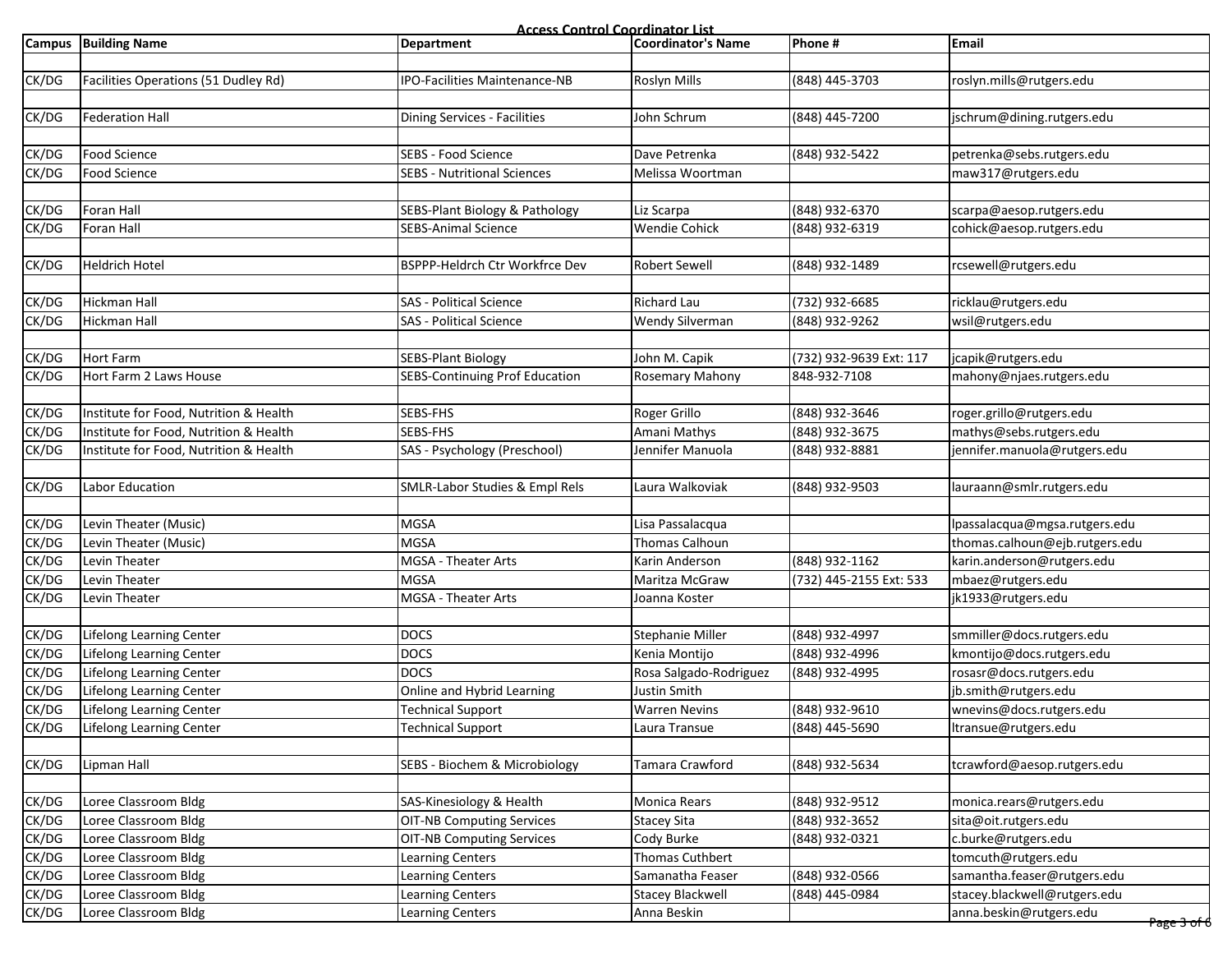# Access Control Coordinator List

| Campus | Building Name | Department | Coordinator's Name | Phone # | Email |
|---|---|---|---|---|---|
| | | | | | |
| CK/DG | Facilities Operations (51 Dudley Rd) | IPO-Facilities Maintenance-NB | Roslyn Mills | (848) 445-3703 | roslyn.mills@rutgers.edu |
| | | | | | |
| CK/DG | Federation Hall | Dining Services - Facilities | John Schrum | (848) 445-7200 | jschrum@dining.rutgers.edu |
| | | | | | |
| CK/DG | Food Science | SEBS - Food Science | Dave Petrenka | (848) 932-5422 | petrenka@sebs.rutgers.edu |
| CK/DG | Food Science | SEBS - Nutritional Sciences | Melissa Woortman | | maw317@rutgers.edu |
| | | | | | |
| CK/DG | Foran Hall | SEBS-Plant Biology & Pathology | Liz Scarpa | (848) 932-6370 | scarpa@aesop.rutgers.edu |
| CK/DG | Foran Hall | SEBS-Animal Science | Wendie Cohick | (848) 932-6319 | cohick@aesop.rutgers.edu |
| | | | | | |
| CK/DG | Heldrich Hotel | BSPPP-Heldrch Ctr Workfrce Dev | Robert Sewell | (848) 932-1489 | rcsewell@rutgers.edu |
| | | | | | |
| CK/DG | Hickman Hall | SAS - Political Science | Richard Lau | (732) 932-6685 | ricklau@rutgers.edu |
| CK/DG | Hickman Hall | SAS - Political Science | Wendy Silverman | (848) 932-9262 | wsil@rutgers.edu |
| | | | | | |
| CK/DG | Hort Farm | SEBS-Plant Biology | John M. Capik | (732) 932-9639 Ext: 117 | jcapik@rutgers.edu |
| CK/DG | Hort Farm 2 Laws House | SEBS-Continuing Prof Education | Rosemary Mahony | 848-932-7108 | mahony@njaes.rutgers.edu |
| | | | | | |
| CK/DG | Institute for Food, Nutrition & Health | SEBS-FHS | Roger Grillo | (848) 932-3646 | roger.grillo@rutgers.edu |
| CK/DG | Institute for Food, Nutrition & Health | SEBS-FHS | Amani Mathys | (848) 932-3675 | mathys@sebs.rutgers.edu |
| CK/DG | Institute for Food, Nutrition & Health | SAS - Psychology (Preschool) | Jennifer Manuola | (848) 932-8881 | jennifer.manuola@rutgers.edu |
| | | | | | |
| CK/DG | Labor Education | SMLR-Labor Studies & Empl Rels | Laura Walkoviak | (848) 932-9503 | lauraann@smlr.rutgers.edu |
| | | | | | |
| CK/DG | Levin Theater (Music) | MGSA | Lisa Passalacqua | | lpassalacqua@mgsa.rutgers.edu |
| CK/DG | Levin Theater (Music) | MGSA | Thomas Calhoun | | thomas.calhoun@ejb.rutgers.edu |
| CK/DG | Levin Theater | MGSA - Theater Arts | Karin Anderson | (848) 932-1162 | karin.anderson@rutgers.edu |
| CK/DG | Levin Theater | MGSA | Maritza McGraw | (732) 445-2155 Ext: 533 | mbaez@rutgers.edu |
| CK/DG | Levin Theater | MGSA - Theater Arts | Joanna Koster | | jk1933@rutgers.edu |
| | | | | | |
| CK/DG | Lifelong Learning Center | DOCS | Stephanie Miller | (848) 932-4997 | smmiller@docs.rutgers.edu |
| CK/DG | Lifelong Learning Center | DOCS | Kenia Montijo | (848) 932-4996 | kmontijo@docs.rutgers.edu |
| CK/DG | Lifelong Learning Center | DOCS | Rosa Salgado-Rodriguez | (848) 932-4995 | rosasr@docs.rutgers.edu |
| CK/DG | Lifelong Learning Center | Online and Hybrid Learning | Justin Smith | | jb.smith@rutgers.edu |
| CK/DG | Lifelong Learning Center | Technical Support | Warren Nevins | (848) 932-9610 | wnevins@docs.rutgers.edu |
| CK/DG | Lifelong Learning Center | Technical Support | Laura Transue | (848) 445-5690 | ltransue@rutgers.edu |
| | | | | | |
| CK/DG | Lipman Hall | SEBS - Biochem & Microbiology | Tamara Crawford | (848) 932-5634 | tcrawford@aesop.rutgers.edu |
| | | | | | |
| CK/DG | Loree Classroom Bldg | SAS-Kinesiology & Health | Monica Rears | (848) 932-9512 | monica.rears@rutgers.edu |
| CK/DG | Loree Classroom Bldg | OIT-NB Computing Services | Stacey Sita | (848) 932-3652 | sita@oit.rutgers.edu |
| CK/DG | Loree Classroom Bldg | OIT-NB Computing Services | Cody Burke | (848) 932-0321 | c.burke@rutgers.edu |
| CK/DG | Loree Classroom Bldg | Learning Centers | Thomas Cuthbert | | tomcuth@rutgers.edu |
| CK/DG | Loree Classroom Bldg | Learning Centers | Samanatha Feaser | (848) 932-0566 | samantha.feaser@rutgers.edu |
| CK/DG | Loree Classroom Bldg | Learning Centers | Stacey Blackwell | (848) 445-0984 | stacey.blackwell@rutgers.edu |
| CK/DG | Loree Classroom Bldg | Learning Centers | Anna Beskin | | anna.beskin@rutgers.edu |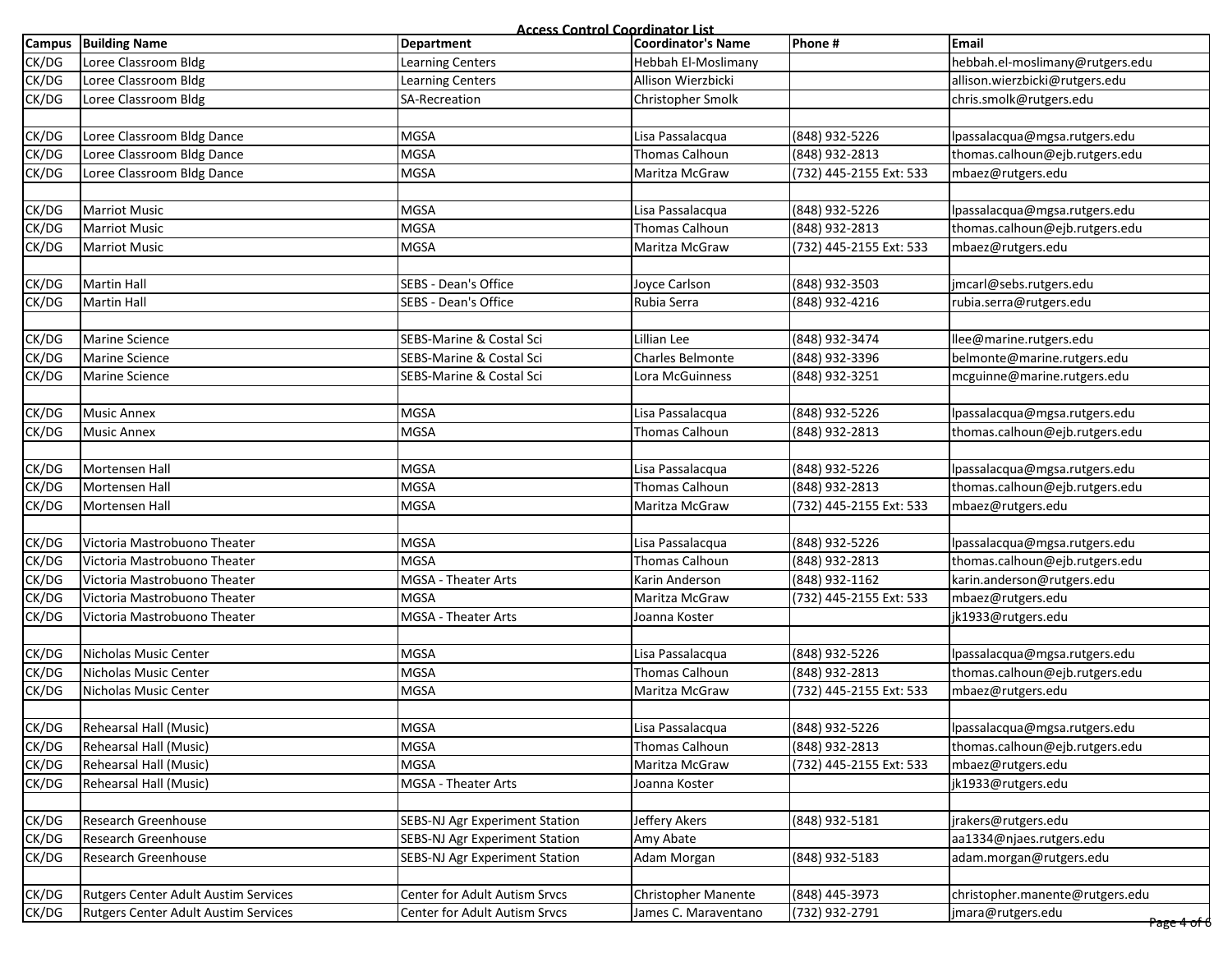**Access Control Coordinator List**

| Campus | Building Name | Department | Coordinator's Name | Phone # | Email |
|---|---|---|---|---|---|
| CK/DG | Loree Classroom Bldg | Learning Centers | Hebbah El-Moslimany | | hebbah.el-moslimany@rutgers.edu |
| CK/DG | Loree Classroom Bldg | Learning Centers | Allison Wierzbicki | | allison.wierzbicki@rutgers.edu |
| CK/DG | Loree Classroom Bldg | SA-Recreation | Christopher Smolk | | chris.smolk@rutgers.edu |
| | | | | | |
| CK/DG | Loree Classroom Bldg Dance | MGSA | Lisa Passalacqua | (848) 932-5226 | lpassalacqua@mgsa.rutgers.edu |
| CK/DG | Loree Classroom Bldg Dance | MGSA | Thomas Calhoun | (848) 932-2813 | thomas.calhoun@ejb.rutgers.edu |
| CK/DG | Loree Classroom Bldg Dance | MGSA | Maritza McGraw | (732) 445-2155 Ext: 533 | mbaez@rutgers.edu |
| | | | | | |
| CK/DG | Marriot Music | MGSA | Lisa Passalacqua | (848) 932-5226 | lpassalacqua@mgsa.rutgers.edu |
| CK/DG | Marriot Music | MGSA | Thomas Calhoun | (848) 932-2813 | thomas.calhoun@ejb.rutgers.edu |
| CK/DG | Marriot Music | MGSA | Maritza McGraw | (732) 445-2155 Ext: 533 | mbaez@rutgers.edu |
| | | | | | |
| CK/DG | Martin Hall | SEBS - Dean's Office | Joyce Carlson | (848) 932-3503 | jmcarl@sebs.rutgers.edu |
| CK/DG | Martin Hall | SEBS - Dean's Office | Rubia Serra | (848) 932-4216 | rubia.serra@rutgers.edu |
| | | | | | |
| CK/DG | Marine Science | SEBS-Marine & Costal Sci | Lillian Lee | (848) 932-3474 | llee@marine.rutgers.edu |
| CK/DG | Marine Science | SEBS-Marine & Costal Sci | Charles Belmonte | (848) 932-3396 | belmonte@marine.rutgers.edu |
| CK/DG | Marine Science | SEBS-Marine & Costal Sci | Lora McGuinness | (848) 932-3251 | mcguinne@marine.rutgers.edu |
| | | | | | |
| CK/DG | Music Annex | MGSA | Lisa Passalacqua | (848) 932-5226 | lpassalacqua@mgsa.rutgers.edu |
| CK/DG | Music Annex | MGSA | Thomas Calhoun | (848) 932-2813 | thomas.calhoun@ejb.rutgers.edu |
| | | | | | |
| CK/DG | Mortensen Hall | MGSA | Lisa Passalacqua | (848) 932-5226 | lpassalacqua@mgsa.rutgers.edu |
| CK/DG | Mortensen Hall | MGSA | Thomas Calhoun | (848) 932-2813 | thomas.calhoun@ejb.rutgers.edu |
| CK/DG | Mortensen Hall | MGSA | Maritza McGraw | (732) 445-2155 Ext: 533 | mbaez@rutgers.edu |
| | | | | | |
| CK/DG | Victoria Mastrobuono Theater | MGSA | Lisa Passalacqua | (848) 932-5226 | lpassalacqua@mgsa.rutgers.edu |
| CK/DG | Victoria Mastrobuono Theater | MGSA | Thomas Calhoun | (848) 932-2813 | thomas.calhoun@ejb.rutgers.edu |
| CK/DG | Victoria Mastrobuono Theater | MGSA - Theater Arts | Karin Anderson | (848) 932-1162 | karin.anderson@rutgers.edu |
| CK/DG | Victoria Mastrobuono Theater | MGSA | Maritza McGraw | (732) 445-2155 Ext: 533 | mbaez@rutgers.edu |
| CK/DG | Victoria Mastrobuono Theater | MGSA - Theater Arts | Joanna Koster | | jk1933@rutgers.edu |
| | | | | | |
| CK/DG | Nicholas Music Center | MGSA | Lisa Passalacqua | (848) 932-5226 | lpassalacqua@mgsa.rutgers.edu |
| CK/DG | Nicholas Music Center | MGSA | Thomas Calhoun | (848) 932-2813 | thomas.calhoun@ejb.rutgers.edu |
| CK/DG | Nicholas Music Center | MGSA | Maritza McGraw | (732) 445-2155 Ext: 533 | mbaez@rutgers.edu |
| | | | | | |
| CK/DG | Rehearsal Hall (Music) | MGSA | Lisa Passalacqua | (848) 932-5226 | lpassalacqua@mgsa.rutgers.edu |
| CK/DG | Rehearsal Hall (Music) | MGSA | Thomas Calhoun | (848) 932-2813 | thomas.calhoun@ejb.rutgers.edu |
| CK/DG | Rehearsal Hall (Music) | MGSA | Maritza McGraw | (732) 445-2155 Ext: 533 | mbaez@rutgers.edu |
| CK/DG | Rehearsal Hall (Music) | MGSA - Theater Arts | Joanna Koster | | jk1933@rutgers.edu |
| | | | | | |
| CK/DG | Research Greenhouse | SEBS-NJ Agr Experiment Station | Jeffery Akers | (848) 932-5181 | jrakers@rutgers.edu |
| CK/DG | Research Greenhouse | SEBS-NJ Agr Experiment Station | Amy Abate | | aa1334@njaes.rutgers.edu |
| CK/DG | Research Greenhouse | SEBS-NJ Agr Experiment Station | Adam Morgan | (848) 932-5183 | adam.morgan@rutgers.edu |
| | | | | | |
| CK/DG | Rutgers Center Adult Austim Services | Center for Adult Autism Srvcs | Christopher Manente | (848) 445-3973 | christopher.manente@rutgers.edu |
| CK/DG | Rutgers Center Adult Austim Services | Center for Adult Autism Srvcs | James C. Maraventano | (732) 932-2791 | jmara@rutgers.edu |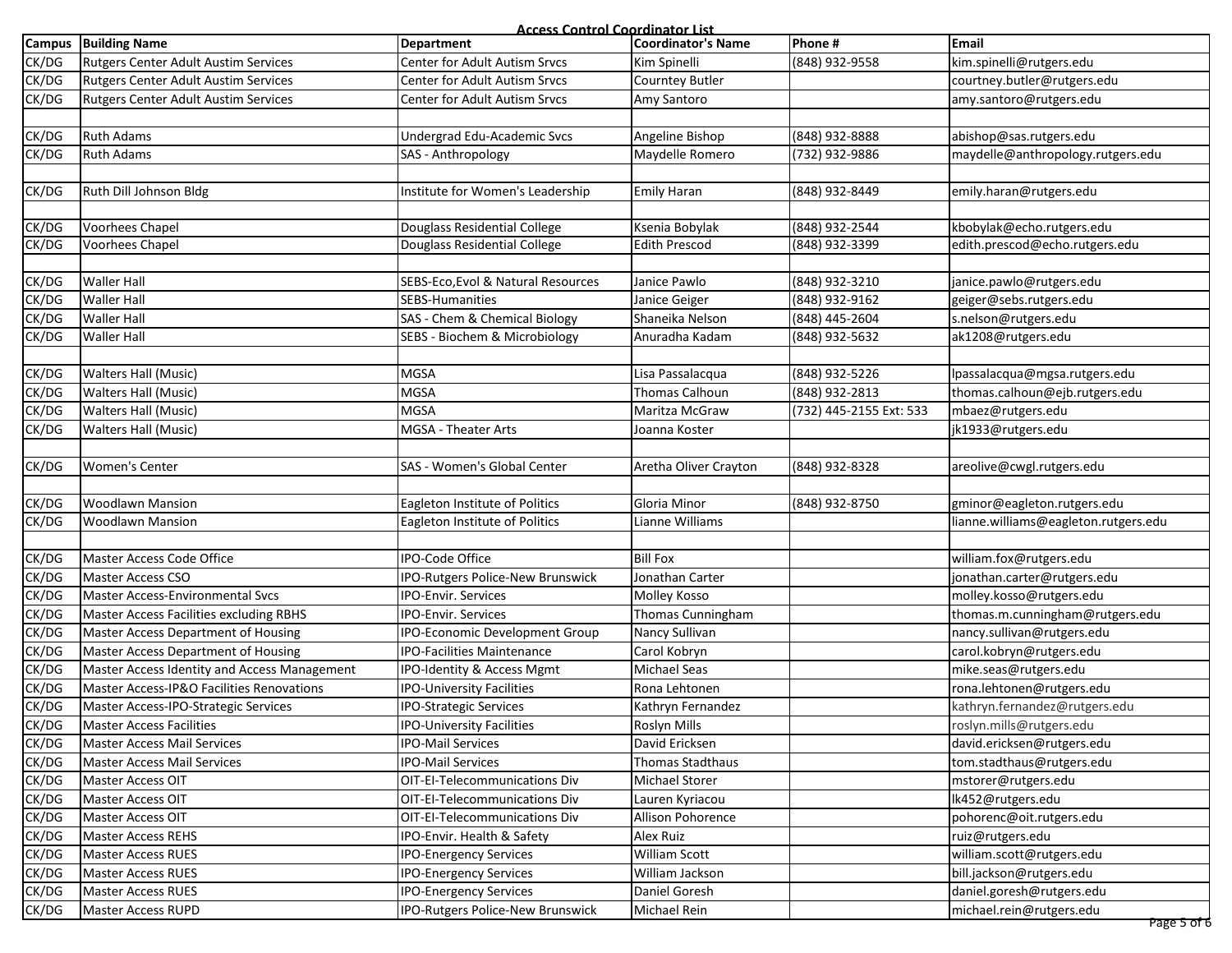## Access Control Coordinator List

| Campus | Building Name | Department | Coordinator's Name | Phone # | Email |
|---|---|---|---|---|---|
| CK/DG | Rutgers Center Adult Austim Services | Center for Adult Autism Srvcs | Kim Spinelli | (848) 932-9558 | kim.spinelli@rutgers.edu |
| CK/DG | Rutgers Center Adult Austim Services | Center for Adult Autism Srvcs | Courntey Butler | | courtney.butler@rutgers.edu |
| CK/DG | Rutgers Center Adult Austim Services | Center for Adult Autism Srvcs | Amy Santoro | | amy.santoro@rutgers.edu |
| | | | | | |
| CK/DG | Ruth Adams | Undergrad Edu-Academic Svcs | Angeline Bishop | (848) 932-8888 | abishop@sas.rutgers.edu |
| CK/DG | Ruth Adams | SAS - Anthropology | Maydelle Romero | (732) 932-9886 | maydelle@anthropology.rutgers.edu |
| | | | | | |
| CK/DG | Ruth Dill Johnson Bldg | Institute for Women's Leadership | Emily Haran | (848) 932-8449 | emily.haran@rutgers.edu |
| | | | | | |
| CK/DG | Voorhees Chapel | Douglass Residential College | Ksenia Bobylak | (848) 932-2544 | kbobylak@echo.rutgers.edu |
| CK/DG | Voorhees Chapel | Douglass Residential College | Edith Prescod | (848) 932-3399 | edith.prescod@echo.rutgers.edu |
| | | | | | |
| CK/DG | Waller Hall | SEBS-Eco,Evol & Natural Resources | Janice Pawlo | (848) 932-3210 | janice.pawlo@rutgers.edu |
| CK/DG | Waller Hall | SEBS-Humanities | Janice Geiger | (848) 932-9162 | geiger@sebs.rutgers.edu |
| CK/DG | Waller Hall | SAS - Chem & Chemical Biology | Shaneika Nelson | (848) 445-2604 | s.nelson@rutgers.edu |
| CK/DG | Waller Hall | SEBS - Biochem & Microbiology | Anuradha Kadam | (848) 932-5632 | ak1208@rutgers.edu |
| | | | | | |
| CK/DG | Walters Hall (Music) | MGSA | Lisa Passalacqua | (848) 932-5226 | lpassalacqua@mgsa.rutgers.edu |
| CK/DG | Walters Hall (Music) | MGSA | Thomas Calhoun | (848) 932-2813 | thomas.calhoun@ejb.rutgers.edu |
| CK/DG | Walters Hall (Music) | MGSA | Maritza McGraw | (732) 445-2155 Ext: 533 | mbaez@rutgers.edu |
| CK/DG | Walters Hall (Music) | MGSA - Theater Arts | Joanna Koster | | jk1933@rutgers.edu |
| | | | | | |
| CK/DG | Women's Center | SAS - Women's Global Center | Aretha Oliver Crayton | (848) 932-8328 | areolive@cwgl.rutgers.edu |
| | | | | | |
| CK/DG | Woodlawn Mansion | Eagleton Institute of Politics | Gloria Minor | (848) 932-8750 | gminor@eagleton.rutgers.edu |
| CK/DG | Woodlawn Mansion | Eagleton Institute of Politics | Lianne Williams | | lianne.williams@eagleton.rutgers.edu |
| | | | | | |
| CK/DG | Master Access Code Office | IPO-Code Office | Bill Fox | | william.fox@rutgers.edu |
| CK/DG | Master Access CSO | IPO-Rutgers Police-New Brunswick | Jonathan Carter | | jonathan.carter@rutgers.edu |
| CK/DG | Master Access-Environmental Svcs | IPO-Envir. Services | Molley Kosso | | molley.kosso@rutgers.edu |
| CK/DG | Master Access Facilities excluding RBHS | IPO-Envir. Services | Thomas Cunningham | | thomas.m.cunningham@rutgers.edu |
| CK/DG | Master Access Department of Housing | IPO-Economic Development Group | Nancy Sullivan | | nancy.sullivan@rutgers.edu |
| CK/DG | Master Access Department of Housing | IPO-Facilities Maintenance | Carol Kobryn | | carol.kobryn@rutgers.edu |
| CK/DG | Master Access Identity and Access Management | IPO-Identity & Access Mgmt | Michael Seas | | mike.seas@rutgers.edu |
| CK/DG | Master Access-IP&O Facilities Renovations | IPO-University Facilities | Rona Lehtonen | | rona.lehtonen@rutgers.edu |
| CK/DG | Master Access-IPO-Strategic Services | IPO-Strategic Services | Kathryn Fernandez | | kathryn.fernandez@rutgers.edu |
| CK/DG | Master Access Facilities | IPO-University Facilities | Roslyn Mills | | roslyn.mills@rutgers.edu |
| CK/DG | Master Access Mail Services | IPO-Mail Services | David Ericksen | | david.ericksen@rutgers.edu |
| CK/DG | Master Access Mail Services | IPO-Mail Services | Thomas Stadthaus | | tom.stadthaus@rutgers.edu |
| CK/DG | Master Access OIT | OIT-EI-Telecommunications Div | Michael Storer | | mstorer@rutgers.edu |
| CK/DG | Master Access OIT | OIT-EI-Telecommunications Div | Lauren Kyriacou | | lk452@rutgers.edu |
| CK/DG | Master Access OIT | OIT-EI-Telecommunications Div | Allison Pohorence | | pohorenc@oit.rutgers.edu |
| CK/DG | Master Access REHS | IPO-Envir. Health & Safety | Alex Ruiz | | ruiz@rutgers.edu |
| CK/DG | Master Access RUES | IPO-Energency Services | William Scott | | william.scott@rutgers.edu |
| CK/DG | Master Access RUES | IPO-Energency Services | William Jackson | | bill.jackson@rutgers.edu |
| CK/DG | Master Access RUES | IPO-Energency Services | Daniel Goresh | | daniel.goresh@rutgers.edu |
| CK/DG | Master Access RUPD | IPO-Rutgers Police-New Brunswick | Michael Rein | | michael.rein@rutgers.edu |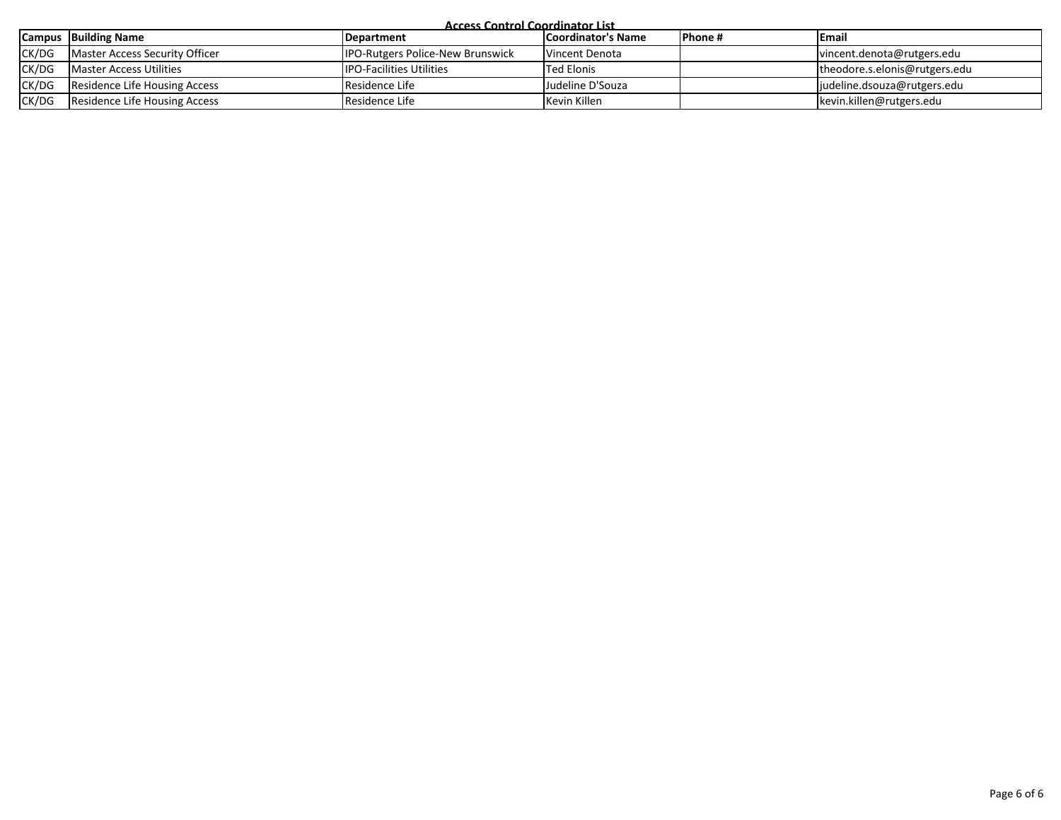**Access Control Coordinator List**

| Campus | Building Name | Department | Coordinator's Name | Phone # | Email |
| --- | --- | --- | --- | --- | --- |
| CK/DG | Master Access Security Officer | IPO-Rutgers Police-New Brunswick | Vincent Denota | | vincent.denota@rutgers.edu |
| CK/DG | Master Access Utilities | IPO-Facilities Utilities | Ted Elonis | | theodore.s.elonis@rutgers.edu |
| CK/DG | Residence Life Housing Access | Residence Life | Judeline D'Souza | | judeline.dsouza@rutgers.edu |
| CK/DG | Residence Life Housing Access | Residence Life | Kevin Killen | | kevin.killen@rutgers.edu |